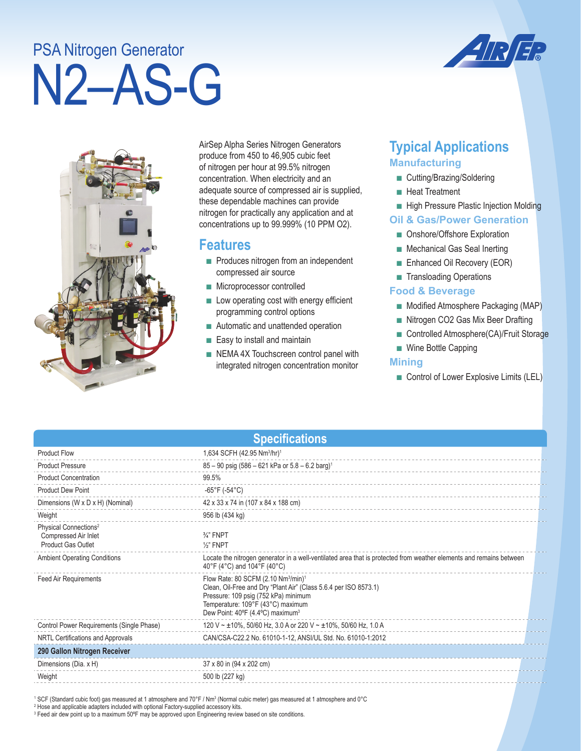PSA Nitrogen Generator

# N2–AS-G

AirSep Alpha Series Nitrogen Generators produce from 450 to 46,905 cubic feet of nitrogen per hour at 99.5% nitrogen concentration. When electricity and an adequate source of compressed air is supplied, these dependable machines can provide nitrogen for practically any application and at concentrations up to 99.999% (10 PPM O2).

## Features

- Produces nitrogen from an independent compressed air source
- Microprocessor controlled
- Low operating cost with energy efficient programming control options
- Automatic and unattended operation
- Easy to install and maintain
- NEMA 4X Touchscreen control panel with integrated nitrogen concentration monitor

## Typical Applications

### Manufacturing

- Cutting/Brazing/Soldering
- Heat Treatment
- High Pressure Plastic Injection Molding

### Oil & Gas/Power Generation

- Onshore/Offshore Exploration
- Mechanical Gas Seal Inerting
- Enhanced Oil Recovery (EOR)
- Transloading Operations

### Food & Beverage

- Modified Atmosphere Packaging (MAP)
- Nitrogen CO2 Gas Mix Beer Drafting
- Controlled Atmosphere(CA)/Fruit Storage
- Wine Bottle Capping

### Mining

- Control of Lower Explosive Limits (LEL)

## Specifications

| | |
|---|---|
| Product Flow | 1,634 SCFH (42.95 Nm$^3$/hr)[1] |
| Product Pressure | 85 – 90 psig (586 – 621 kPa or 5.8 – 6.2 barg)[1] |
| Product Concentration | 99.5% |
| Product Dew Point | -65°F (-54°C) |
| Dimensions (W x D x H) (Nominal) | 42 x 33 x 74 in (107 x 84 x 188 cm) |
| Weight | 956 lb (434 kg) |
| Physical Connections[2]<br>Compressed Air Inlet<br>Product Gas Outlet | <br>¾" FNPT<br>½" FNPT |
| Ambient Operating Conditions | Locate the nitrogen generator in a well-ventilated area that is protected from weather elements and remains between 40°F (4°C) and 104°F (40°C) |
| Feed Air Requirements | Flow Rate: 80 SCFM (2.10 Nm$^3$/min)[1]<br>Clean, Oil-Free and Dry "Plant Air" (Class 5.6.4 per ISO 8573.1)<br>Pressure: 109 psig (752 kPa) minimum<br>Temperature: 109°F (43°C) maximum<br>Dew Point: 40ºF (4.4ºC) maximum[3] |
| Control Power Requirements (Single Phase) | 120 V ~ ±10%, 50/60 Hz, 3.0 A or 220 V ~ ±10%, 50/60 Hz, 1.0 A |
| NRTL Certifications and Approvals | CAN/CSA-C22.2 No. 61010-1-12, ANSI/UL Std. No. 61010-1:2012 |
| **290 Gallon Nitrogen Receiver** | |
| Dimensions (Dia. x H) | 37 x 80 in (94 x 202 cm) |
| Weight | 500 lb (227 kg) |

[1] SCF (Standard cubic foot) gas measured at 1 atmosphere and 70°F / Nm$^3$ (Normal cubic meter) gas measured at 1 atmosphere and 0°C
[2] Hose and applicable adapters included with optional Factory-supplied accessory kits.
[3] Feed air dew point up to a maximum 50ºF may be approved upon Engineering review based on site conditions.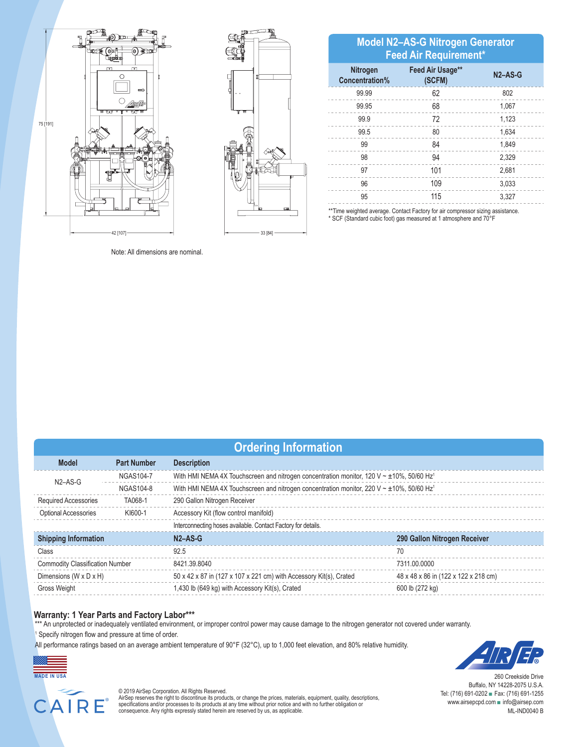75 [191]

42 [107]

33 [84]

Note: All dimensions are nominal.

## Model N2–AS-G Nitrogen Generator Feed Air Requirement*

| Nitrogen Concentration% | Feed Air Usage** (SCFM) | N2–AS-G |
|---|---|---|
| 99.99 | 62 | 802 |
| 99.95 | 68 | 1,067 |
| 99.9 | 72 | 1,123 |
| 99.5 | 80 | 1,634 |
| 99 | 84 | 1,849 |
| 98 | 94 | 2,329 |
| 97 | 101 | 2,681 |
| 96 | 109 | 3,033 |
| 95 | 115 | 3,327 |

**Time weighted average. Contact Factory for air compressor sizing assistance.
* SCF (Standard cubic foot) gas measured at 1 atmosphere and 70°F

## Ordering Information

| Model | Part Number | Description | |
|---|---|---|---|
| N2–AS-G | NGAS104-7 | With HMI NEMA 4X Touchscreen and nitrogen concentration monitor, 120 V ~ ±10%, 50/60 Hz[1] | |
| | NGAS104-8 | With HMI NEMA 4X Touchscreen and nitrogen concentration monitor, 220 V ~ ±10%, 50/60 Hz[1] | |
| Required Accessories | TA068-1 | 290 Gallon Nitrogen Receiver | |
| Optional Accessories | KI600-1 | Accessory Kit (flow control manifold) | |
| | | Interconnecting hoses available. Contact Factory for details. | |
| **Shipping Information** | | **N2–AS-G** | **290 Gallon Nitrogen Receiver** |
| Class | | 92.5 | 70 |
| Commodity Classification Number | | 8421.39.8040 | 7311.00.0000 |
| Dimensions (W x D x H) | | 50 x 42 x 87 in (127 x 107 x 221 cm) with Accessory Kit(s), Crated | 48 x 48 x 86 in (122 x 122 x 218 cm) |
| Gross Weight | | 1,430 lb (649 kg) with Accessory Kit(s), Crated | 600 lb (272 kg) |

**Warranty: 1 Year Parts and Factory Labor*****

*** An unprotected or inadequately ventilated environment, or improper control power may cause damage to the nitrogen generator not covered under warranty.

[1] Specify nitrogen flow and pressure at time of order.

All performance ratings based on an average ambient temperature of 90°F (32°C), up to 1,000 feet elevation, and 80% relative humidity.

MADE IN USA

CAIRE®

© 2019 AirSep Corporation. All Rights Reserved.
AirSep reserves the right to discontinue its products, or change the prices, materials, equipment, quality, descriptions, specifications and/or processes to its products at any time without prior notice and with no further obligation or consequence. Any rights expressly stated herein are reserved by us, as applicable.

AIRSEP®

260 Creekside Drive
Buffalo, NY 14228-2075 U.S.A.
Tel: (716) 691-0202 ■ Fax: (716) 691-1255
www.airsepcpd.com ■ info@airsep.com
ML-IND0040 B